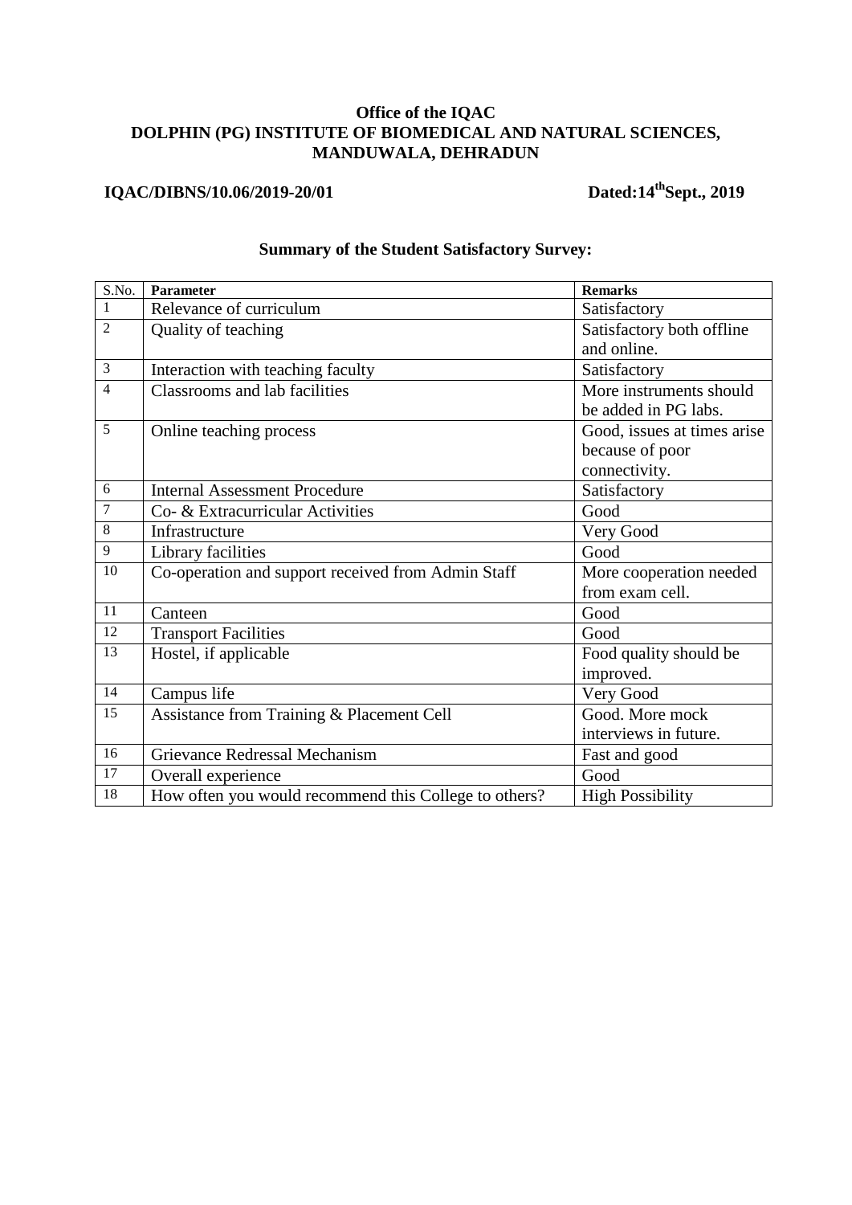**Office of the IQAC**
**DOLPHIN (PG) INSTITUTE OF BIOMEDICAL AND NATURAL SCIENCES, MANDUWALA, DEHRADUN**

**IQAC/DIBNS/10.06/2019-20/01** **Dated:14th Sept., 2019**

### Summary of the Student Satisfactory Survey:

| S.No. | Parameter | Remarks |
|---|---|---|
| 1 | Relevance of curriculum | Satisfactory |
| 2 | Quality of teaching | Satisfactory both offline and online. |
| 3 | Interaction with teaching faculty | Satisfactory |
| 4 | Classrooms and lab facilities | More instruments should be added in PG labs. |
| 5 | Online teaching process | Good, issues at times arise because of poor connectivity. |
| 6 | Internal Assessment Procedure | Satisfactory |
| 7 | Co- & Extracurricular Activities | Good |
| 8 | Infrastructure | Very Good |
| 9 | Library facilities | Good |
| 10 | Co-operation and support received from Admin Staff | More cooperation needed from exam cell. |
| 11 | Canteen | Good |
| 12 | Transport Facilities | Good |
| 13 | Hostel, if applicable | Food quality should be improved. |
| 14 | Campus life | Very Good |
| 15 | Assistance from Training & Placement Cell | Good. More mock interviews in future. |
| 16 | Grievance Redressal Mechanism | Fast and good |
| 17 | Overall experience | Good |
| 18 | How often you would recommend this College to others? | High Possibility |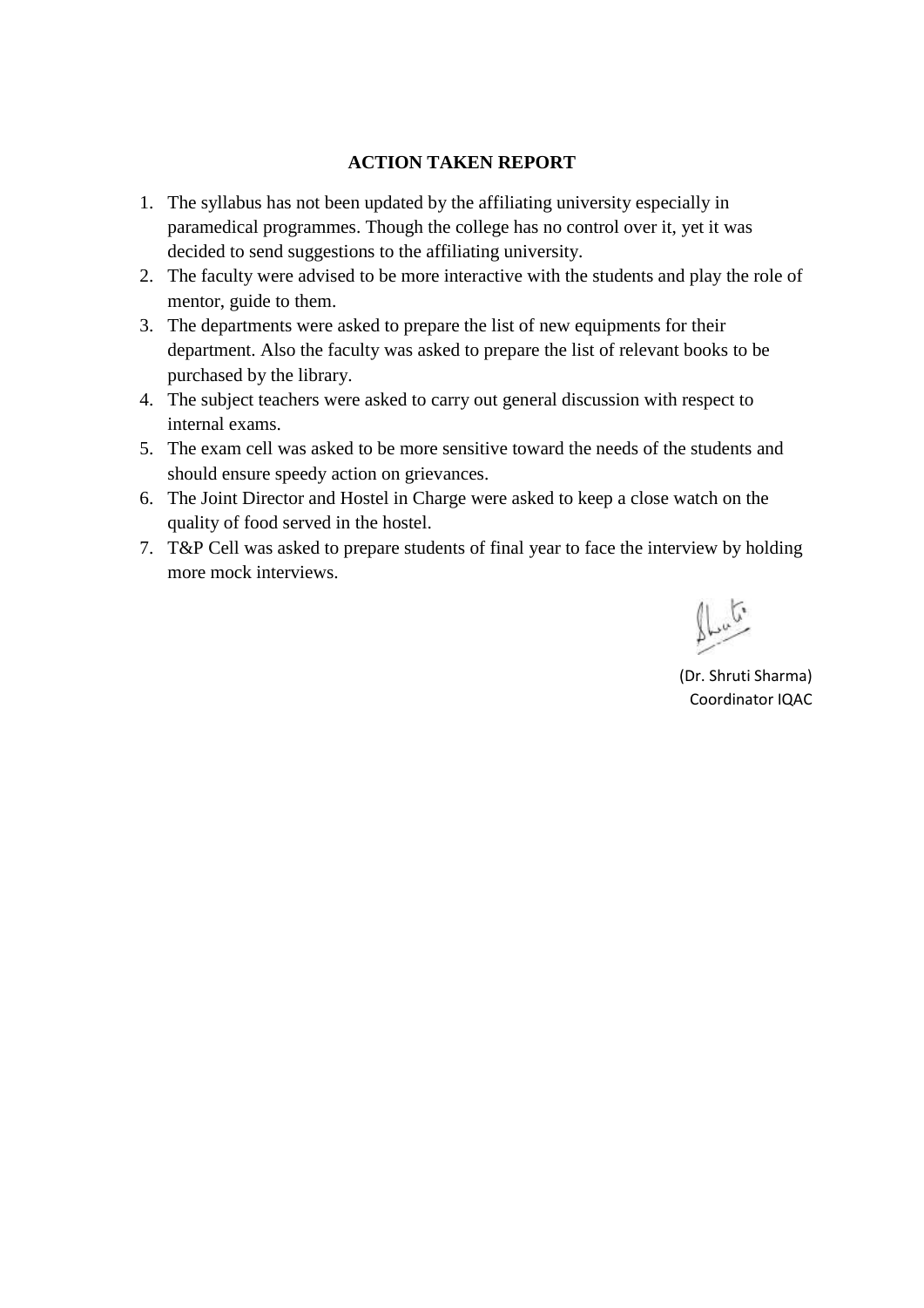**ACTION TAKEN REPORT**

1. The syllabus has not been updated by the affiliating university especially in paramedical programmes. Though the college has no control over it, yet it was decided to send suggestions to the affiliating university.
2. The faculty were advised to be more interactive with the students and play the role of mentor, guide to them.
3. The departments were asked to prepare the list of new equipments for their department. Also the faculty was asked to prepare the list of relevant books to be purchased by the library.
4. The subject teachers were asked to carry out general discussion with respect to internal exams.
5. The exam cell was asked to be more sensitive toward the needs of the students and should ensure speedy action on grievances.
6. The Joint Director and Hostel in Charge were asked to keep a close watch on the quality of food served in the hostel.
7. T&P Cell was asked to prepare students of final year to face the interview by holding more mock interviews.

(Dr. Shruti Sharma)
Coordinator IQAC